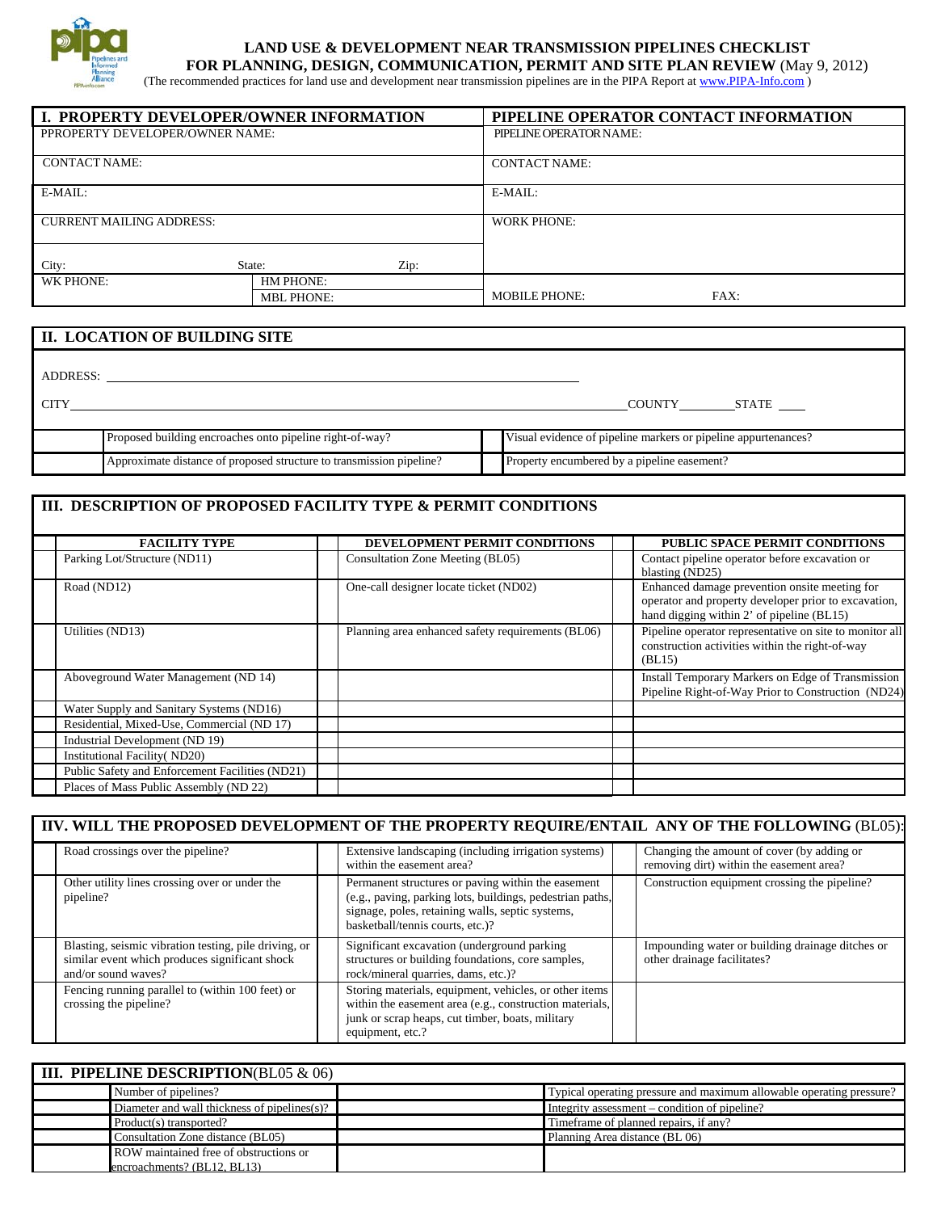# LAND USE & DEVELOPMENT NEAR TRANSMISSION PIPELINES CHECKLIST

**FOR PLANNING, DESIGN, COMMUNICATION, PERMIT AND SITE PLAN REVIEW** (May 9, 2012)

(The recommended practices for land use and development near transmission pipelines are in the PIPA Report at www.PIPA-Info.com )

| I. PROPERTY DEVELOPER/OWNER INFORMATION | | | PIPELINE OPERATOR CONTACT INFORMATION | |
|---|---|---|---|---|
| PPROPERTY DEVELOPER/OWNER NAME: | | | PIPELINE OPERATOR NAME: | |
| CONTACT NAME: | | | CONTACT NAME: | |
| E-MAIL: | | | E-MAIL: | |
| CURRENT MAILING ADDRESS: | | | WORK PHONE: | |
| City: | State: | Zip: | | |
| WK PHONE: | HM PHONE: MBL PHONE: | | MOBILE PHONE: | FAX: |

## II. LOCATION OF BUILDING SITE

ADDRESS: ______________________________

CITY ______________________________ COUNTY ________ STATE ____

| | | | |
|---|---|---|---|
| | Proposed building encroaches onto pipeline right-of-way? | | Visual evidence of pipeline markers or pipeline appurtenances? |
| | Approximate distance of proposed structure to transmission pipeline? | | Property encumbered by a pipeline easement? |

## III. DESCRIPTION OF PROPOSED FACILITY TYPE & PERMIT CONDITIONS

| | FACILITY TYPE | | DEVELOPMENT PERMIT CONDITIONS | | PUBLIC SPACE PERMIT CONDITIONS |
|---|---|---|---|---|---|
| | Parking Lot/Structure (ND11) | | Consultation Zone Meeting (BL05) | | Contact pipeline operator before excavation or blasting (ND25) |
| | Road (ND12) | | One-call designer locate ticket (ND02) | | Enhanced damage prevention onsite meeting for operator and property developer prior to excavation, hand digging within 2' of pipeline (BL15) |
| | Utilities (ND13) | | Planning area enhanced safety requirements (BL06) | | Pipeline operator representative on site to monitor all construction activities within the right-of-way (BL15) |
| | Aboveground Water Management (ND 14) | | | | Install Temporary Markers on Edge of Transmission Pipeline Right-of-Way Prior to Construction (ND24) |
| | Water Supply and Sanitary Systems (ND16) | | | | |
| | Residential, Mixed-Use, Commercial (ND 17) | | | | |
| | Industrial Development (ND 19) | | | | |
| | Institutional Facility( ND20) | | | | |
| | Public Safety and Enforcement Facilities (ND21) | | | | |
| | Places of Mass Public Assembly (ND 22) | | | | |

## IIV. WILL THE PROPOSED DEVELOPMENT OF THE PROPERTY REQUIRE/ENTAIL ANY OF THE FOLLOWING (BL05):

| | | | | | |
|---|---|---|---|---|---|
| | Road crossings over the pipeline? | | Extensive landscaping (including irrigation systems) within the easement area? | | Changing the amount of cover (by adding or removing dirt) within the easement area? |
| | Other utility lines crossing over or under the pipeline? | | Permanent structures or paving within the easement (e.g., paving, parking lots, buildings, pedestrian paths, signage, poles, retaining walls, septic systems, basketball/tennis courts, etc.)? | | Construction equipment crossing the pipeline? |
| | Blasting, seismic vibration testing, pile driving, or similar event which produces significant shock and/or sound waves? | | Significant excavation (underground parking structures or building foundations, core samples, rock/mineral quarries, dams, etc.)? | | Impounding water or building drainage ditches or other drainage facilitates? |
| | Fencing running parallel to (within 100 feet) or crossing the pipeline? | | Storing materials, equipment, vehicles, or other items within the easement area (e.g., construction materials, junk or scrap heaps, cut timber, boats, military equipment, etc.? | | |

## III. PIPELINE DESCRIPTION(BL05 & 06)

| | | | |
|---|---|---|---|
| | Number of pipelines? | | Typical operating pressure and maximum allowable operating pressure? |
| | Diameter and wall thickness of pipelines(s)? | | Integrity assessment – condition of pipeline? |
| | Product(s) transported? | | Timeframe of planned repairs, if any? |
| | Consultation Zone distance (BL05) | | Planning Area distance (BL 06) |
| | ROW maintained free of obstructions or encroachments? (BL12, BL13) | | |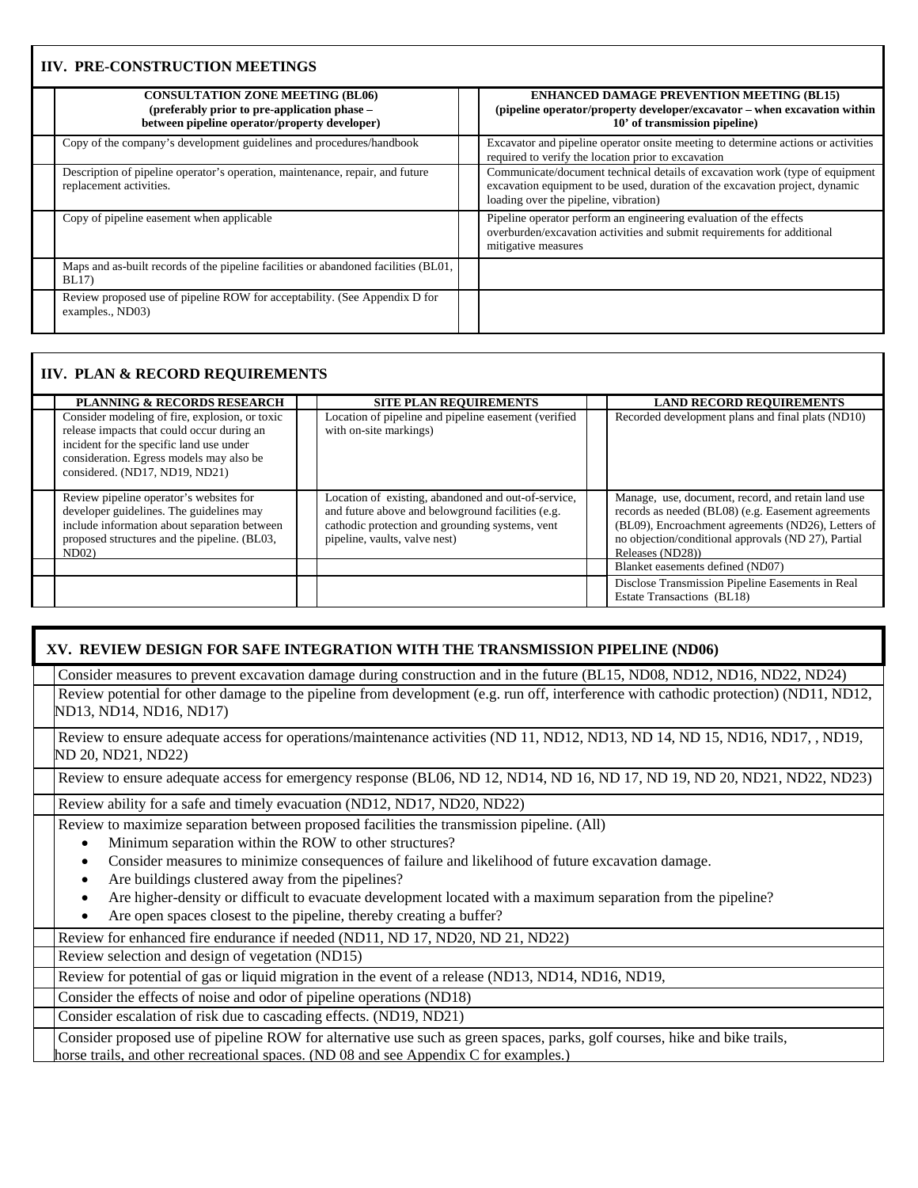## IIV. PRE-CONSTRUCTION MEETINGS

| | CONSULTATION ZONE MEETING (BL06) (preferably prior to pre-application phase – between pipeline operator/property developer) | | ENHANCED DAMAGE PREVENTION MEETING (BL15) (pipeline operator/property developer/excavator – when excavation within 10' of transmission pipeline) |
|---|---|---|---|
| | Copy of the company's development guidelines and procedures/handbook | | Excavator and pipeline operator onsite meeting to determine actions or activities required to verify the location prior to excavation |
| | Description of pipeline operator's operation, maintenance, repair, and future replacement activities. | | Communicate/document technical details of excavation work (type of equipment excavation equipment to be used, duration of the excavation project, dynamic loading over the pipeline, vibration) |
| | Copy of pipeline easement when applicable | | Pipeline operator perform an engineering evaluation of the effects overburden/excavation activities and submit requirements for additional mitigative measures |
| | Maps and as-built records of the pipeline facilities or abandoned facilities (BL01, BL17) | | |
| | Review proposed use of pipeline ROW for acceptability. (See Appendix D for examples., ND03) | | |

## IIV. PLAN & RECORD REQUIREMENTS

| | PLANNING & RECORDS RESEARCH | | SITE PLAN REQUIREMENTS | | LAND RECORD REQUIREMENTS |
|---|---|---|---|---|---|
| | Consider modeling of fire, explosion, or toxic release impacts that could occur during an incident for the specific land use under consideration. Egress models may also be considered. (ND17, ND19, ND21) | | Location of pipeline and pipeline easement (verified with on-site markings) | | Recorded development plans and final plats (ND10) |
| | Review pipeline operator's websites for developer guidelines. The guidelines may include information about separation between proposed structures and the pipeline. (BL03, ND02) | | Location of existing, abandoned and out-of-service, and future above and belowground facilities (e.g. cathodic protection and grounding systems, vent pipeline, vaults, valve nest) | | Manage, use, document, record, and retain land use records as needed (BL08) (e.g. Easement agreements (BL09), Encroachment agreements (ND26), Letters of no objection/conditional approvals (ND 27), Partial Releases (ND28)) |
| | | | | | Blanket easements defined (ND07) |
| | | | | | Disclose Transmission Pipeline Easements in Real Estate Transactions (BL18) |

## XV. REVIEW DESIGN FOR SAFE INTEGRATION WITH THE TRANSMISSION PIPELINE (ND06)

| | |
|---|---|
| | Consider measures to prevent excavation damage during construction and in the future (BL15, ND08, ND12, ND16, ND22, ND24) |
| | Review potential for other damage to the pipeline from development (e.g. run off, interference with cathodic protection) (ND11, ND12, ND13, ND14, ND16, ND17) |
| | Review to ensure adequate access for operations/maintenance activities (ND 11, ND12, ND13, ND 14, ND 15, ND16, ND17, , ND19, ND 20, ND21, ND22) |
| | Review to ensure adequate access for emergency response (BL06, ND 12, ND14, ND 16, ND 17, ND 19, ND 20, ND21, ND22, ND23) |
| | Review ability for a safe and timely evacuation (ND12, ND17, ND20, ND22) |
| | Review to maximize separation between proposed facilities the transmission pipeline. (All)<br>• Minimum separation within the ROW to other structures?<br>• Consider measures to minimize consequences of failure and likelihood of future excavation damage.<br>• Are buildings clustered away from the pipelines?<br>• Are higher-density or difficult to evacuate development located with a maximum separation from the pipeline?<br>• Are open spaces closest to the pipeline, thereby creating a buffer? |
| | Review for enhanced fire endurance if needed (ND11, ND 17, ND20, ND 21, ND22) |
| | Review selection and design of vegetation (ND15) |
| | Review for potential of gas or liquid migration in the event of a release (ND13, ND14, ND16, ND19, |
| | Consider the effects of noise and odor of pipeline operations (ND18) |
| | Consider escalation of risk due to cascading effects. (ND19, ND21) |
| | Consider proposed use of pipeline ROW for alternative use such as green spaces, parks, golf courses, hike and bike trails, horse trails, and other recreational spaces. (ND 08 and see Appendix C for examples.) |